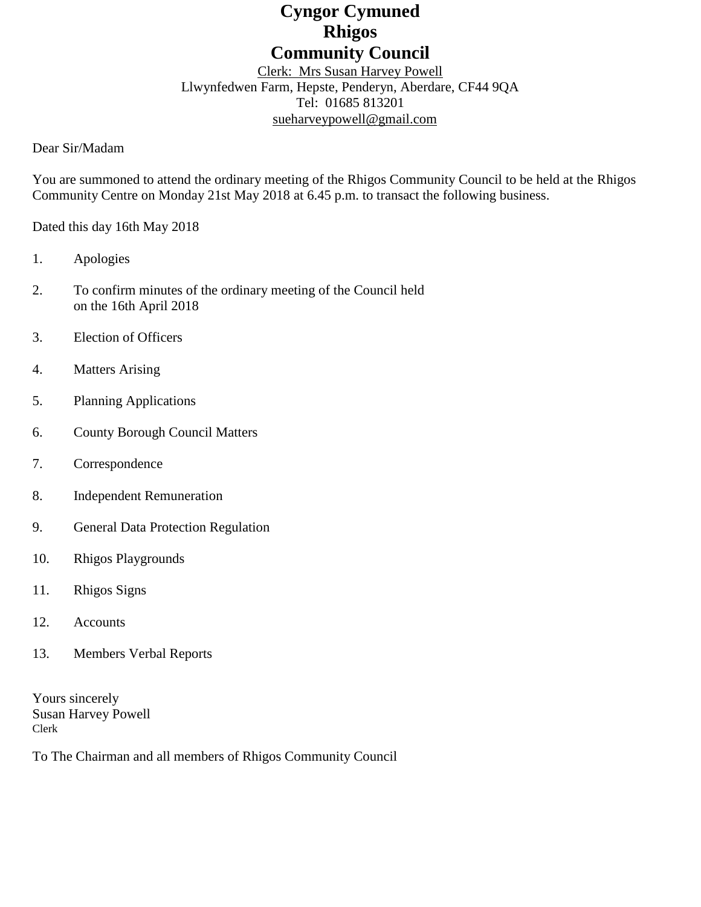# Cyngor Cymuned
# Rhigos
# Community Council

Clerk: Mrs Susan Harvey Powell
Llwynfedwen Farm, Hepste, Penderyn, Aberdare, CF44 9QA
Tel: 01685 813201
sueharveypowell@gmail.com

Dear Sir/Madam

You are summoned to attend the ordinary meeting of the Rhigos Community Council to be held at the Rhigos Community Centre on Monday 21st May 2018 at 6.45 p.m. to transact the following business.

Dated this day 16th May 2018

1. Apologies
2. To confirm minutes of the ordinary meeting of the Council held on the 16th April 2018
3. Election of Officers
4. Matters Arising
5. Planning Applications
6. County Borough Council Matters
7. Correspondence
8. Independent Remuneration
9. General Data Protection Regulation
10. Rhigos Playgrounds
11. Rhigos Signs
12. Accounts
13. Members Verbal Reports

Yours sincerely
Susan Harvey Powell
Clerk

To The Chairman and all members of Rhigos Community Council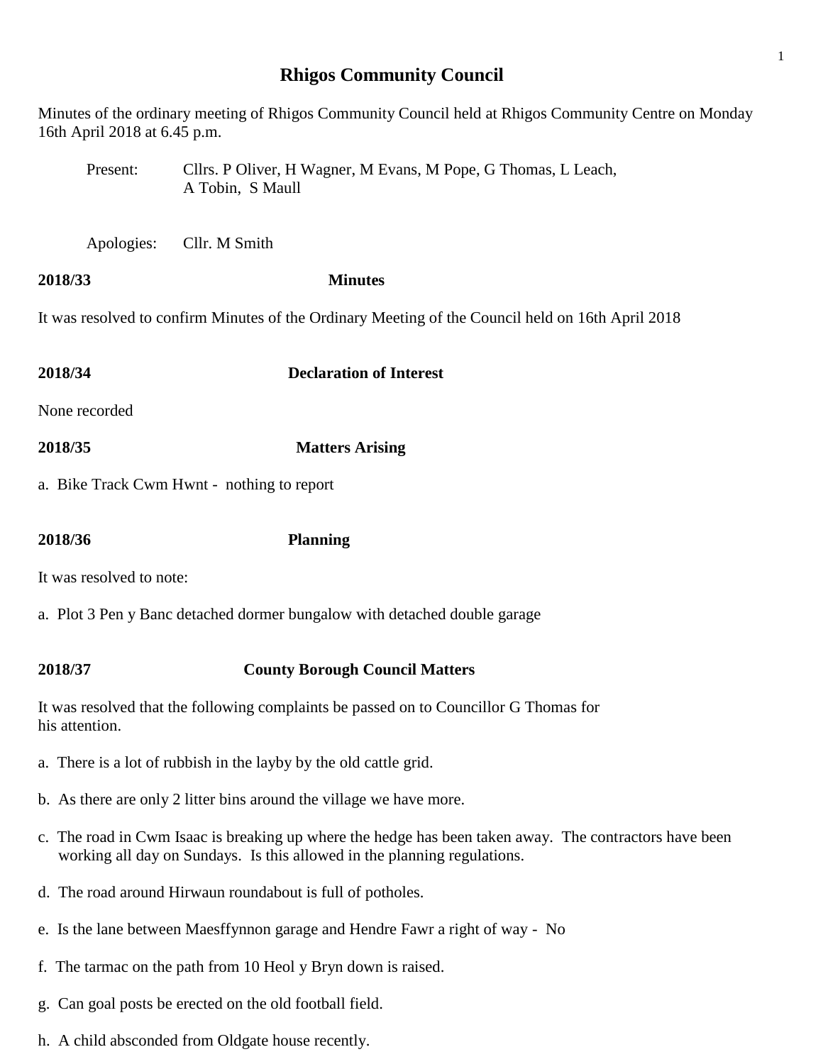# Rhigos Community Council

Minutes of the ordinary meeting of Rhigos Community Council held at Rhigos Community Centre on Monday 16th April 2018 at 6.45 p.m.

Present: Cllrs. P Oliver, H Wagner, M Evans, M Pope, G Thomas, L Leach, A Tobin, S Maull

Apologies: Cllr. M Smith

**2018/33 Minutes**

It was resolved to confirm Minutes of the Ordinary Meeting of the Council held on 16th April 2018

**2018/34 Declaration of Interest**

None recorded

**2018/35 Matters Arising**

a. Bike Track Cwm Hwnt - nothing to report

**2018/36 Planning**

It was resolved to note:

a. Plot 3 Pen y Banc detached dormer bungalow with detached double garage

**2018/37 County Borough Council Matters**

It was resolved that the following complaints be passed on to Councillor G Thomas for his attention.

a. There is a lot of rubbish in the layby by the old cattle grid.

b. As there are only 2 litter bins around the village we have more.

c. The road in Cwm Isaac is breaking up where the hedge has been taken away. The contractors have been working all day on Sundays. Is this allowed in the planning regulations.

d. The road around Hirwaun roundabout is full of potholes.

e. Is the lane between Maesffynnon garage and Hendre Fawr a right of way - No

f. The tarmac on the path from 10 Heol y Bryn down is raised.

g. Can goal posts be erected on the old football field.

h. A child absconded from Oldgate house recently.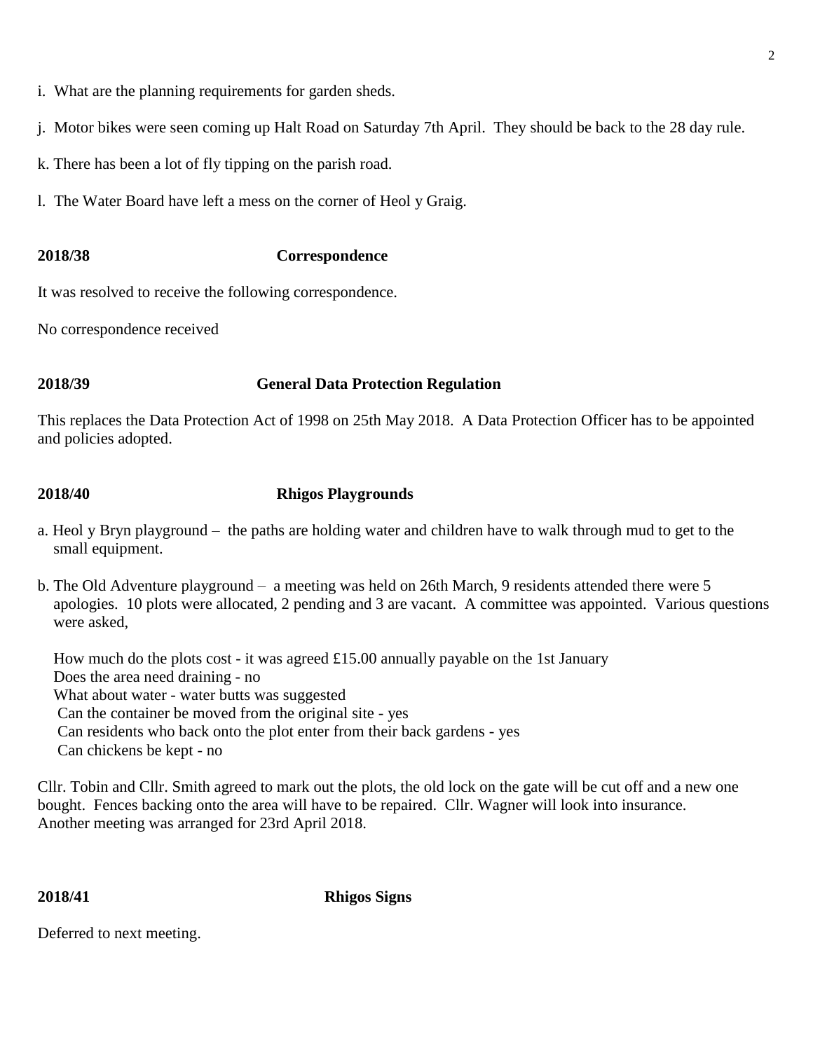i. What are the planning requirements for garden sheds.

j. Motor bikes were seen coming up Halt Road on Saturday 7th April. They should be back to the 28 day rule.

k. There has been a lot of fly tipping on the parish road.

l. The Water Board have left a mess on the corner of Heol y Graig.

**2018/38 Correspondence**

It was resolved to receive the following correspondence.

No correspondence received

**2018/39 General Data Protection Regulation**

This replaces the Data Protection Act of 1998 on 25th May 2018. A Data Protection Officer has to be appointed and policies adopted.

**2018/40 Rhigos Playgrounds**

a. Heol y Bryn playground – the paths are holding water and children have to walk through mud to get to the small equipment.

b. The Old Adventure playground – a meeting was held on 26th March, 9 residents attended there were 5 apologies. 10 plots were allocated, 2 pending and 3 are vacant. A committee was appointed. Various questions were asked,

How much do the plots cost - it was agreed £15.00 annually payable on the 1st January
Does the area need draining - no
What about water - water butts was suggested
Can the container be moved from the original site - yes
Can residents who back onto the plot enter from their back gardens - yes
Can chickens be kept - no

Cllr. Tobin and Cllr. Smith agreed to mark out the plots, the old lock on the gate will be cut off and a new one bought. Fences backing onto the area will have to be repaired. Cllr. Wagner will look into insurance. Another meeting was arranged for 23rd April 2018.

**2018/41 Rhigos Signs**

Deferred to next meeting.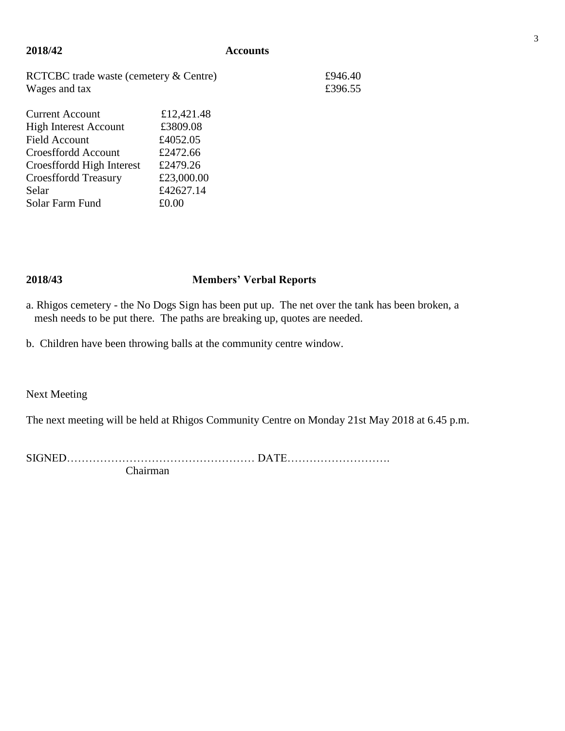**2018/42** **Accounts**

| | |
|---|---|
| RCTCBC trade waste (cemetery & Centre) | £946.40 |
| Wages and tax | £396.55 |

| | |
|---|---|
| Current Account | £12,421.48 |
| High Interest Account | £3809.08 |
| Field Account | £4052.05 |
| Croesffordd Account | £2472.66 |
| Croesffordd High Interest | £2479.26 |
| Croesffordd Treasury | £23,000.00 |
| Selar | £42627.14 |
| Solar Farm Fund | £0.00 |

**2018/43** **Members' Verbal Reports**

a. Rhigos cemetery - the No Dogs Sign has been put up. The net over the tank has been broken, a mesh needs to be put there. The paths are breaking up, quotes are needed.

b. Children have been throwing balls at the community centre window.

Next Meeting

The next meeting will be held at Rhigos Community Centre on Monday 21st May 2018 at 6.45 p.m.

SIGNED…………………………………………… DATE……………………….
Chairman